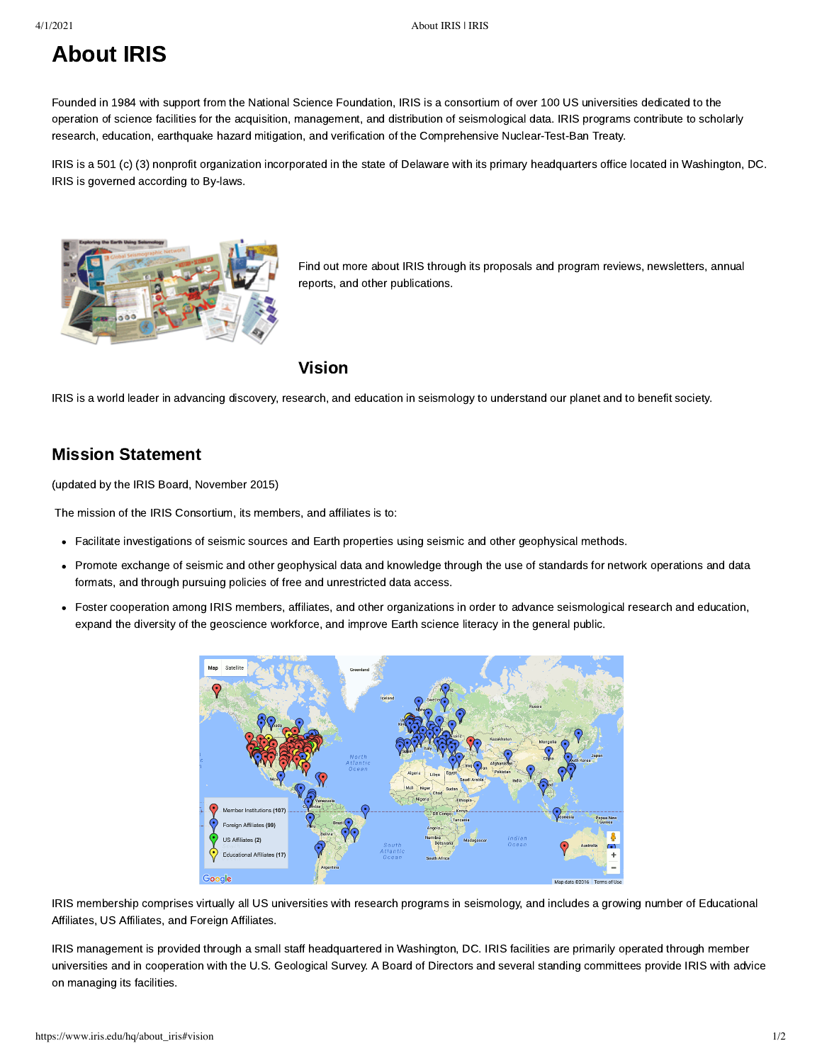# About IRIS

Founded in 1984 with support from the National Science Foundation, IRIS is a consortium of over 100 US universities dedicated to the operation of science facilities for the acquisition, management, and distribution of seismological data. IRIS programs contribute to scholarly research, education, earthquake hazard mitigation, and verification of the Comprehensive Nuclear-Test-Ban Treaty.

IRIS is a 501 (c) (3) nonprofit organization incorporated in the state of Delaware with its primary headquarters office located in Washington, DC. IRIS is governed according to By-laws.

Find out more about IRIS through its proposals and program reviews, newsletters, annual reports, and other publications.

### Vision

IRIS is a world leader in advancing discovery, research, and education in seismology to understand our planet and to benefit society.

## Mission Statement

(updated by the IRIS Board, November 2015)

The mission of the IRIS Consortium, its members, and affiliates is to:

- Facilitate investigations of seismic sources and Earth properties using seismic and other geophysical methods.
- Promote exchange of seismic and other geophysical data and knowledge through the use of standards for network operations and data formats, and through pursuing policies of free and unrestricted data access.
- Foster cooperation among IRIS members, affiliates, and other organizations in order to advance seismological research and education, expand the diversity of the geoscience workforce, and improve Earth science literacy in the general public.

IRIS membership comprises virtually all US universities with research programs in seismology, and includes a growing number of Educational Affiliates, US Affiliates, and Foreign Affiliates.

IRIS management is provided through a small staff headquartered in Washington, DC. IRIS facilities are primarily operated through member universities and in cooperation with the U.S. Geological Survey. A Board of Directors and several standing committees provide IRIS with advice on managing its facilities.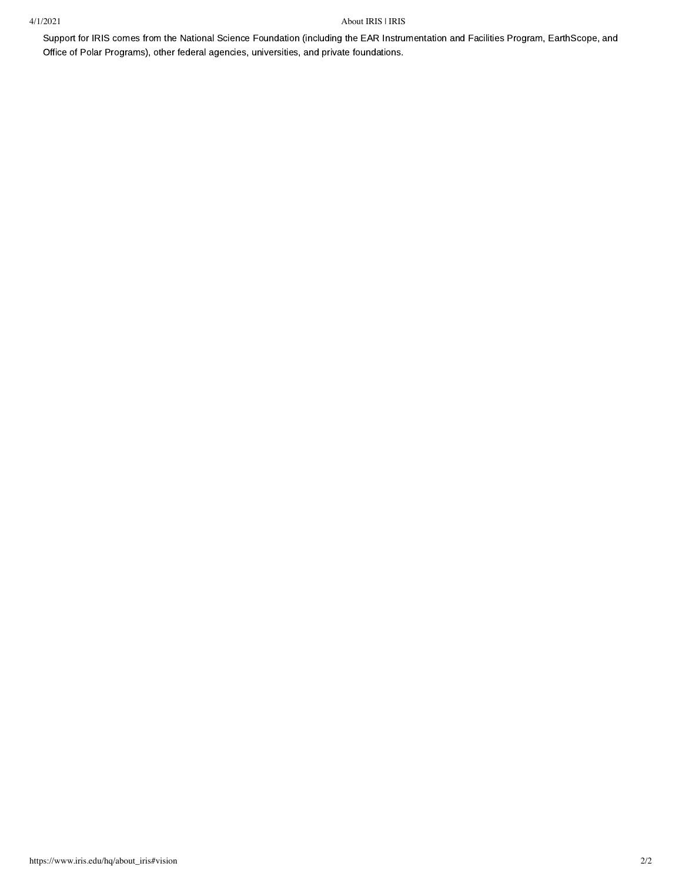Support for IRIS comes from the National Science Foundation (including the EAR Instrumentation and Facilities Program, EarthScope, and Office of Polar Programs), other federal agencies, universities, and private foundations.